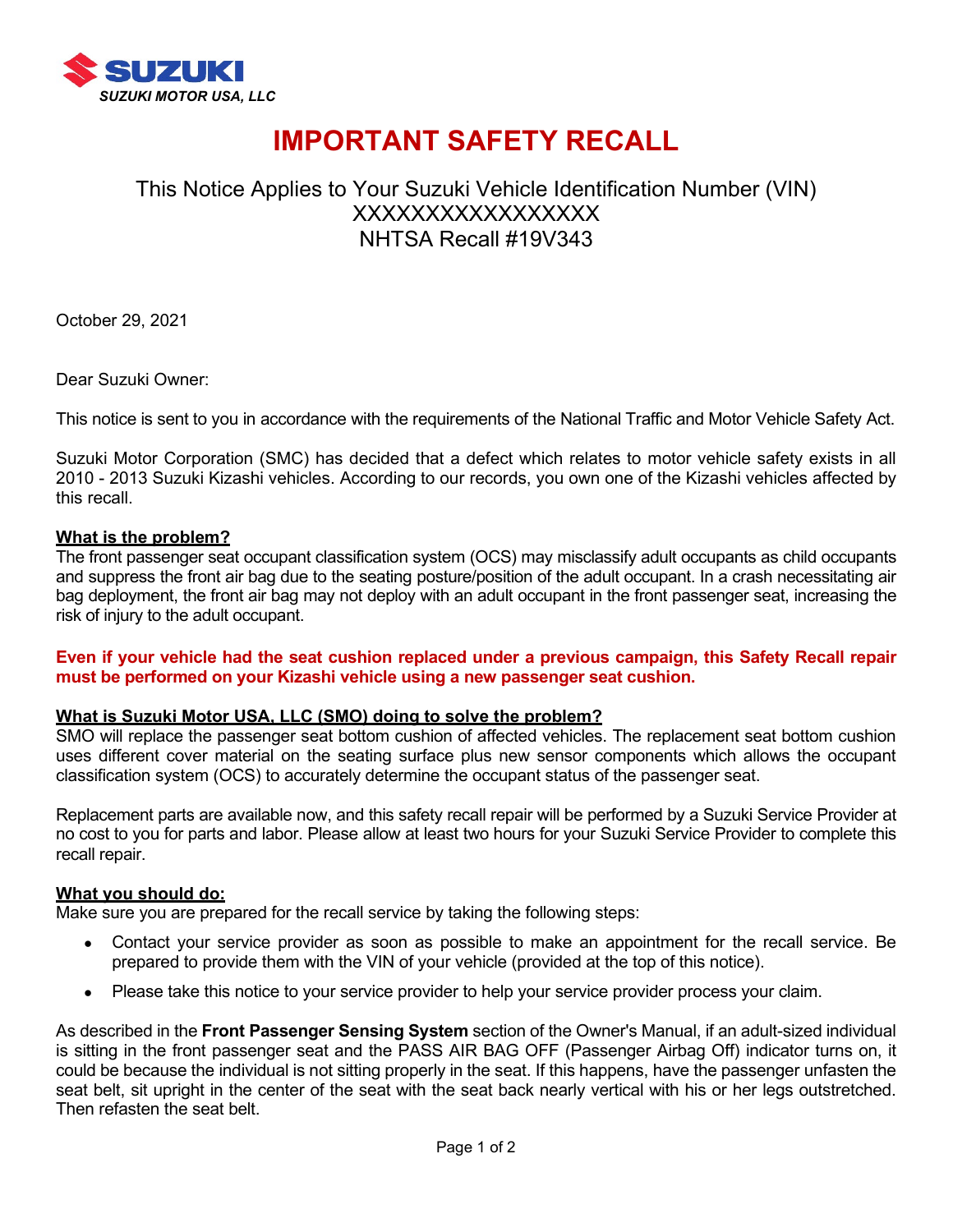**SUZUKI**

*SUZUKI MOTOR USA, LLC*

# IMPORTANT SAFETY RECALL

This Notice Applies to Your Suzuki Vehicle Identification Number (VIN)
XXXXXXXXXXXXXXXXX
NHTSA Recall #19V343

October 29, 2021

Dear Suzuki Owner:

This notice is sent to you in accordance with the requirements of the National Traffic and Motor Vehicle Safety Act.

Suzuki Motor Corporation (SMC) has decided that a defect which relates to motor vehicle safety exists in all 2010 - 2013 Suzuki Kizashi vehicles. According to our records, you own one of the Kizashi vehicles affected by this recall.

**What is the problem?**

The front passenger seat occupant classification system (OCS) may misclassify adult occupants as child occupants and suppress the front air bag due to the seating posture/position of the adult occupant. In a crash necessitating air bag deployment, the front air bag may not deploy with an adult occupant in the front passenger seat, increasing the risk of injury to the adult occupant.

**Even if your vehicle had the seat cushion replaced under a previous campaign, this Safety Recall repair must be performed on your Kizashi vehicle using a new passenger seat cushion.**

**What is Suzuki Motor USA, LLC (SMO) doing to solve the problem?**

SMO will replace the passenger seat bottom cushion of affected vehicles. The replacement seat bottom cushion uses different cover material on the seating surface plus new sensor components which allows the occupant classification system (OCS) to accurately determine the occupant status of the passenger seat.

Replacement parts are available now, and this safety recall repair will be performed by a Suzuki Service Provider at no cost to you for parts and labor. Please allow at least two hours for your Suzuki Service Provider to complete this recall repair.

**What you should do:**

Make sure you are prepared for the recall service by taking the following steps:

- Contact your service provider as soon as possible to make an appointment for the recall service. Be prepared to provide them with the VIN of your vehicle (provided at the top of this notice).
- Please take this notice to your service provider to help your service provider process your claim.

As described in the **Front Passenger Sensing System** section of the Owner's Manual, if an adult-sized individual is sitting in the front passenger seat and the PASS AIR BAG OFF (Passenger Airbag Off) indicator turns on, it could be because the individual is not sitting properly in the seat. If this happens, have the passenger unfasten the seat belt, sit upright in the center of the seat with the seat back nearly vertical with his or her legs outstretched. Then refasten the seat belt.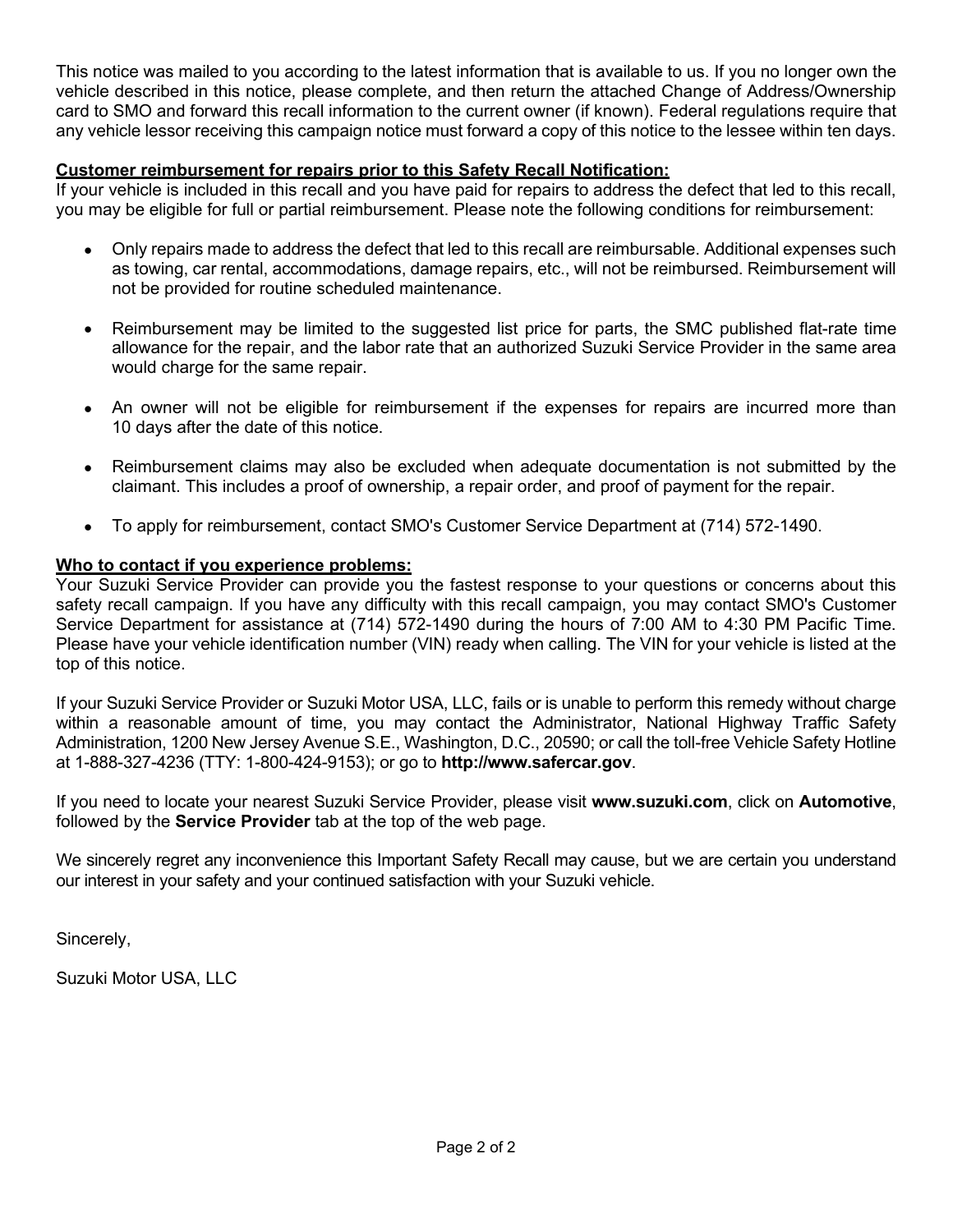This notice was mailed to you according to the latest information that is available to us. If you no longer own the vehicle described in this notice, please complete, and then return the attached Change of Address/Ownership card to SMO and forward this recall information to the current owner (if known). Federal regulations require that any vehicle lessor receiving this campaign notice must forward a copy of this notice to the lessee within ten days.

**Customer reimbursement for repairs prior to this Safety Recall Notification:**

If your vehicle is included in this recall and you have paid for repairs to address the defect that led to this recall, you may be eligible for full or partial reimbursement. Please note the following conditions for reimbursement:

- Only repairs made to address the defect that led to this recall are reimbursable. Additional expenses such as towing, car rental, accommodations, damage repairs, etc., will not be reimbursed. Reimbursement will not be provided for routine scheduled maintenance.
- Reimbursement may be limited to the suggested list price for parts, the SMC published flat-rate time allowance for the repair, and the labor rate that an authorized Suzuki Service Provider in the same area would charge for the same repair.
- An owner will not be eligible for reimbursement if the expenses for repairs are incurred more than 10 days after the date of this notice.
- Reimbursement claims may also be excluded when adequate documentation is not submitted by the claimant. This includes a proof of ownership, a repair order, and proof of payment for the repair.
- To apply for reimbursement, contact SMO's Customer Service Department at (714) 572-1490.

**Who to contact if you experience problems:**

Your Suzuki Service Provider can provide you the fastest response to your questions or concerns about this safety recall campaign. If you have any difficulty with this recall campaign, you may contact SMO's Customer Service Department for assistance at (714) 572-1490 during the hours of 7:00 AM to 4:30 PM Pacific Time. Please have your vehicle identification number (VIN) ready when calling. The VIN for your vehicle is listed at the top of this notice.

If your Suzuki Service Provider or Suzuki Motor USA, LLC, fails or is unable to perform this remedy without charge within a reasonable amount of time, you may contact the Administrator, National Highway Traffic Safety Administration, 1200 New Jersey Avenue S.E., Washington, D.C., 20590; or call the toll-free Vehicle Safety Hotline at 1-888-327-4236 (TTY: 1-800-424-9153); or go to **http://www.safercar.gov**.

If you need to locate your nearest Suzuki Service Provider, please visit **www.suzuki.com**, click on **Automotive**, followed by the **Service Provider** tab at the top of the web page.

We sincerely regret any inconvenience this Important Safety Recall may cause, but we are certain you understand our interest in your safety and your continued satisfaction with your Suzuki vehicle.

Sincerely,

Suzuki Motor USA, LLC